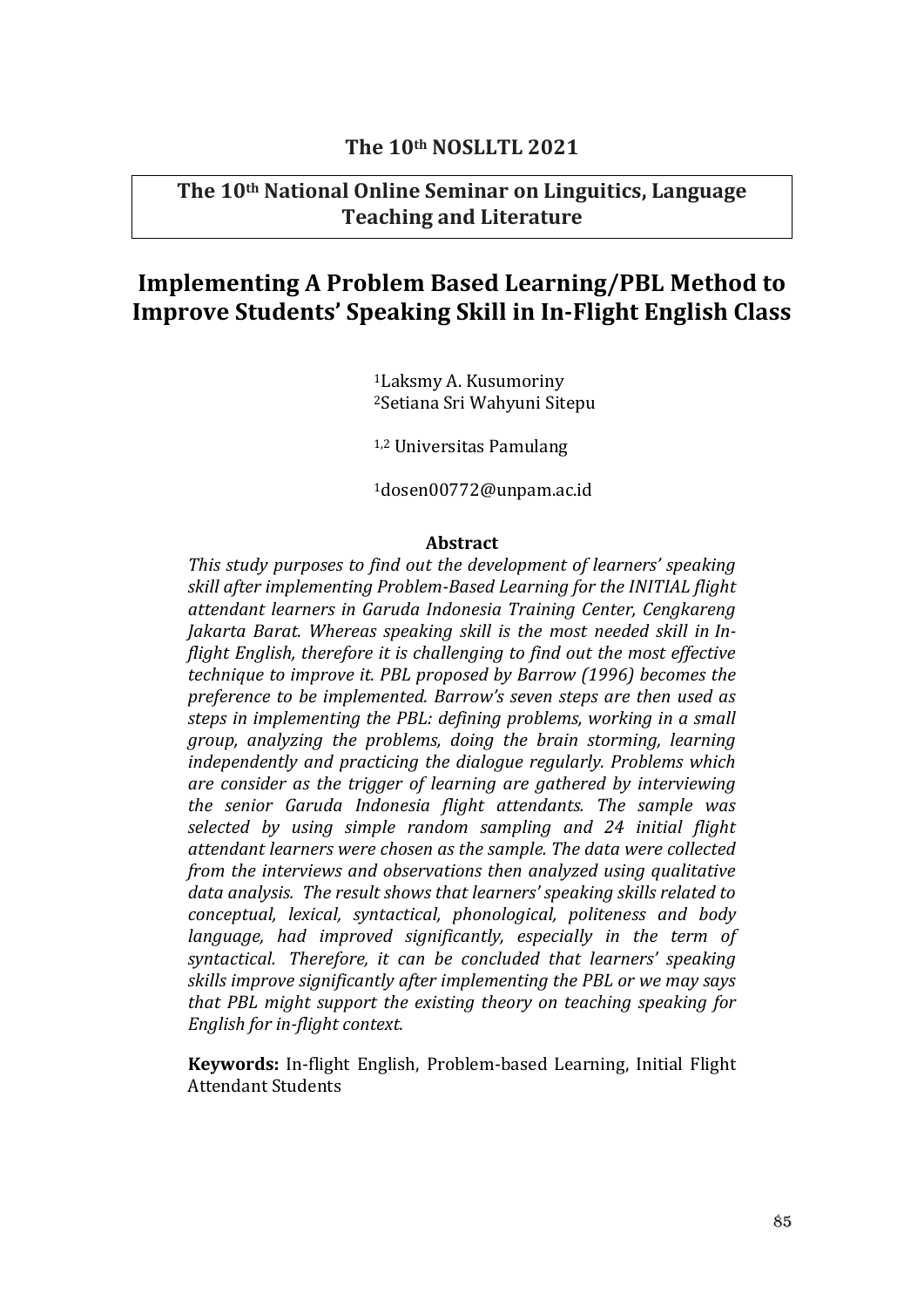**The 10th NOSLLTL 2021**

**The 10th National Online Seminar on Linguitics, Language Teaching and Literature**

# Implementing A Problem Based Learning/PBL Method to Improve Students' Speaking Skill in In-Flight English Class

[1]Laksmy A. Kusumoriny
[2]Setiana Sri Wahyuni Sitepu

[1,2] Universitas Pamulang

[1]dosen00772@unpam.ac.id

**Abstract**

*This study purposes to find out the development of learners' speaking skill after implementing Problem-Based Learning for the INITIAL flight attendant learners in Garuda Indonesia Training Center, Cengkareng Jakarta Barat. Whereas speaking skill is the most needed skill in In-flight English, therefore it is challenging to find out the most effective technique to improve it. PBL proposed by Barrow (1996) becomes the preference to be implemented. Barrow's seven steps are then used as steps in implementing the PBL: defining problems, working in a small group, analyzing the problems, doing the brain storming, learning independently and practicing the dialogue regularly. Problems which are consider as the trigger of learning are gathered by interviewing the senior Garuda Indonesia flight attendants. The sample was selected by using simple random sampling and 24 initial flight attendant learners were chosen as the sample. The data were collected from the interviews and observations then analyzed using qualitative data analysis. The result shows that learners' speaking skills related to conceptual, lexical, syntactical, phonological, politeness and body language, had improved significantly, especially in the term of syntactical. Therefore, it can be concluded that learners' speaking skills improve significantly after implementing the PBL or we may says that PBL might support the existing theory on teaching speaking for English for in-flight context.*

**Keywords:** In-flight English, Problem-based Learning, Initial Flight Attendant Students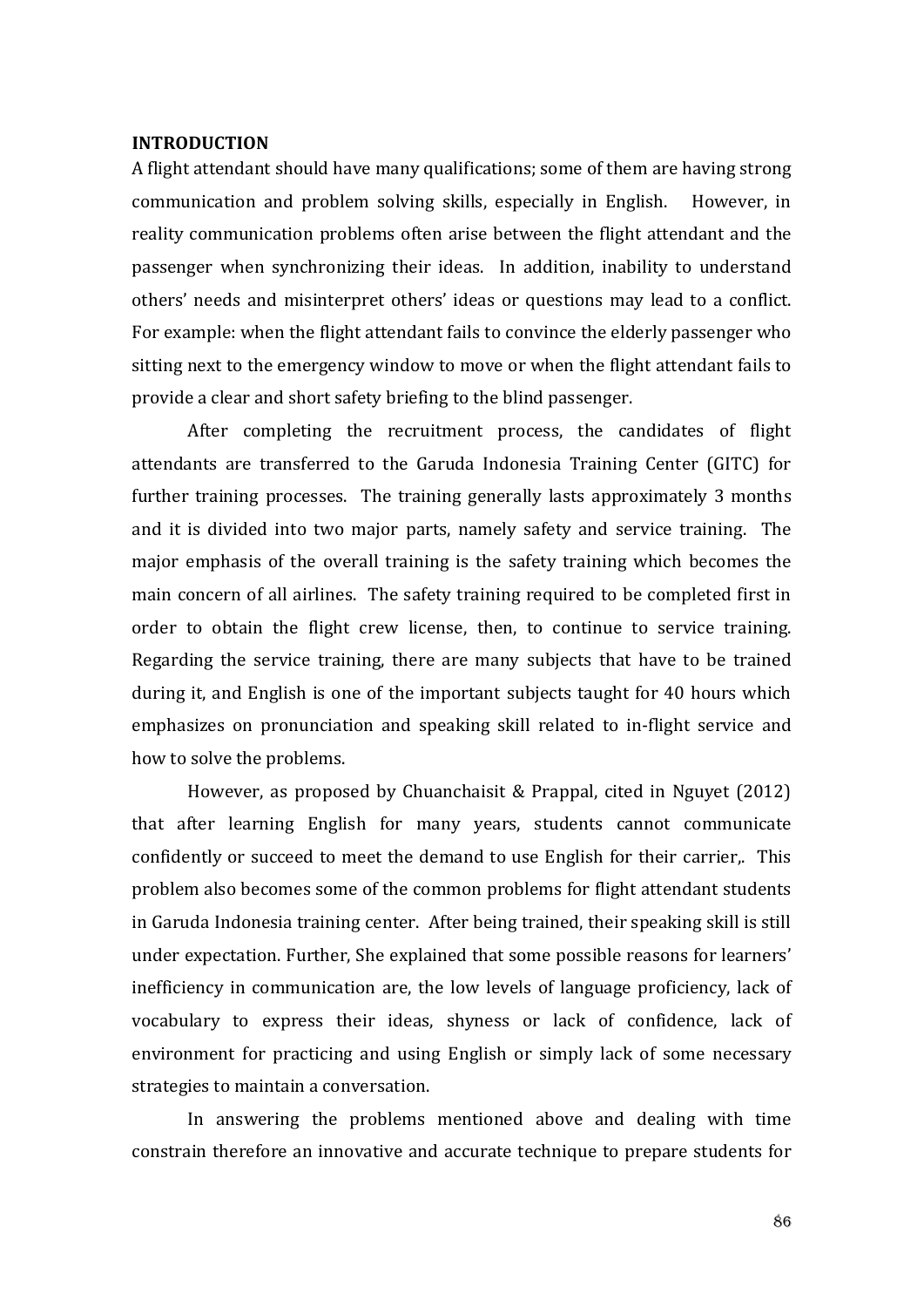## INTRODUCTION

A flight attendant should have many qualifications; some of them are having strong communication and problem solving skills, especially in English. However, in reality communication problems often arise between the flight attendant and the passenger when synchronizing their ideas. In addition, inability to understand others' needs and misinterpret others' ideas or questions may lead to a conflict. For example: when the flight attendant fails to convince the elderly passenger who sitting next to the emergency window to move or when the flight attendant fails to provide a clear and short safety briefing to the blind passenger.

After completing the recruitment process, the candidates of flight attendants are transferred to the Garuda Indonesia Training Center (GITC) for further training processes. The training generally lasts approximately 3 months and it is divided into two major parts, namely safety and service training. The major emphasis of the overall training is the safety training which becomes the main concern of all airlines. The safety training required to be completed first in order to obtain the flight crew license, then, to continue to service training. Regarding the service training, there are many subjects that have to be trained during it, and English is one of the important subjects taught for 40 hours which emphasizes on pronunciation and speaking skill related to in-flight service and how to solve the problems.

However, as proposed by Chuanchaisit & Prappal, cited in Nguyet (2012) that after learning English for many years, students cannot communicate confidently or succeed to meet the demand to use English for their carrier,. This problem also becomes some of the common problems for flight attendant students in Garuda Indonesia training center. After being trained, their speaking skill is still under expectation. Further, She explained that some possible reasons for learners' inefficiency in communication are, the low levels of language proficiency, lack of vocabulary to express their ideas, shyness or lack of confidence, lack of environment for practicing and using English or simply lack of some necessary strategies to maintain a conversation.

In answering the problems mentioned above and dealing with time constrain therefore an innovative and accurate technique to prepare students for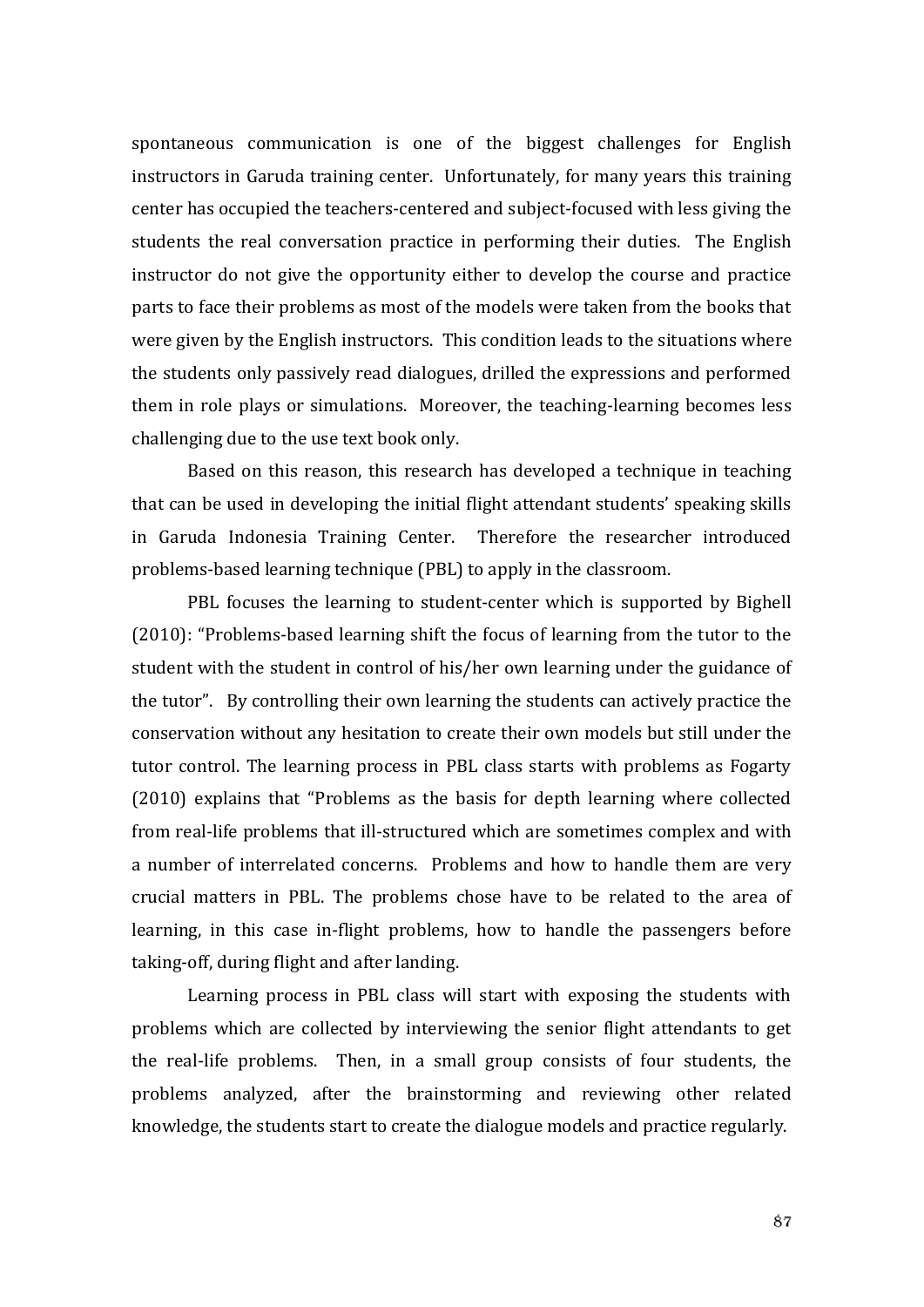spontaneous communication is one of the biggest challenges for English instructors in Garuda training center. Unfortunately, for many years this training center has occupied the teachers-centered and subject-focused with less giving the students the real conversation practice in performing their duties. The English instructor do not give the opportunity either to develop the course and practice parts to face their problems as most of the models were taken from the books that were given by the English instructors. This condition leads to the situations where the students only passively read dialogues, drilled the expressions and performed them in role plays or simulations. Moreover, the teaching-learning becomes less challenging due to the use text book only.

Based on this reason, this research has developed a technique in teaching that can be used in developing the initial flight attendant students' speaking skills in Garuda Indonesia Training Center. Therefore the researcher introduced problems-based learning technique (PBL) to apply in the classroom.

PBL focuses the learning to student-center which is supported by Bighell (2010): "Problems-based learning shift the focus of learning from the tutor to the student with the student in control of his/her own learning under the guidance of the tutor". By controlling their own learning the students can actively practice the conservation without any hesitation to create their own models but still under the tutor control. The learning process in PBL class starts with problems as Fogarty (2010) explains that "Problems as the basis for depth learning where collected from real-life problems that ill-structured which are sometimes complex and with a number of interrelated concerns. Problems and how to handle them are very crucial matters in PBL. The problems chose have to be related to the area of learning, in this case in-flight problems, how to handle the passengers before taking-off, during flight and after landing.

Learning process in PBL class will start with exposing the students with problems which are collected by interviewing the senior flight attendants to get the real-life problems. Then, in a small group consists of four students, the problems analyzed, after the brainstorming and reviewing other related knowledge, the students start to create the dialogue models and practice regularly.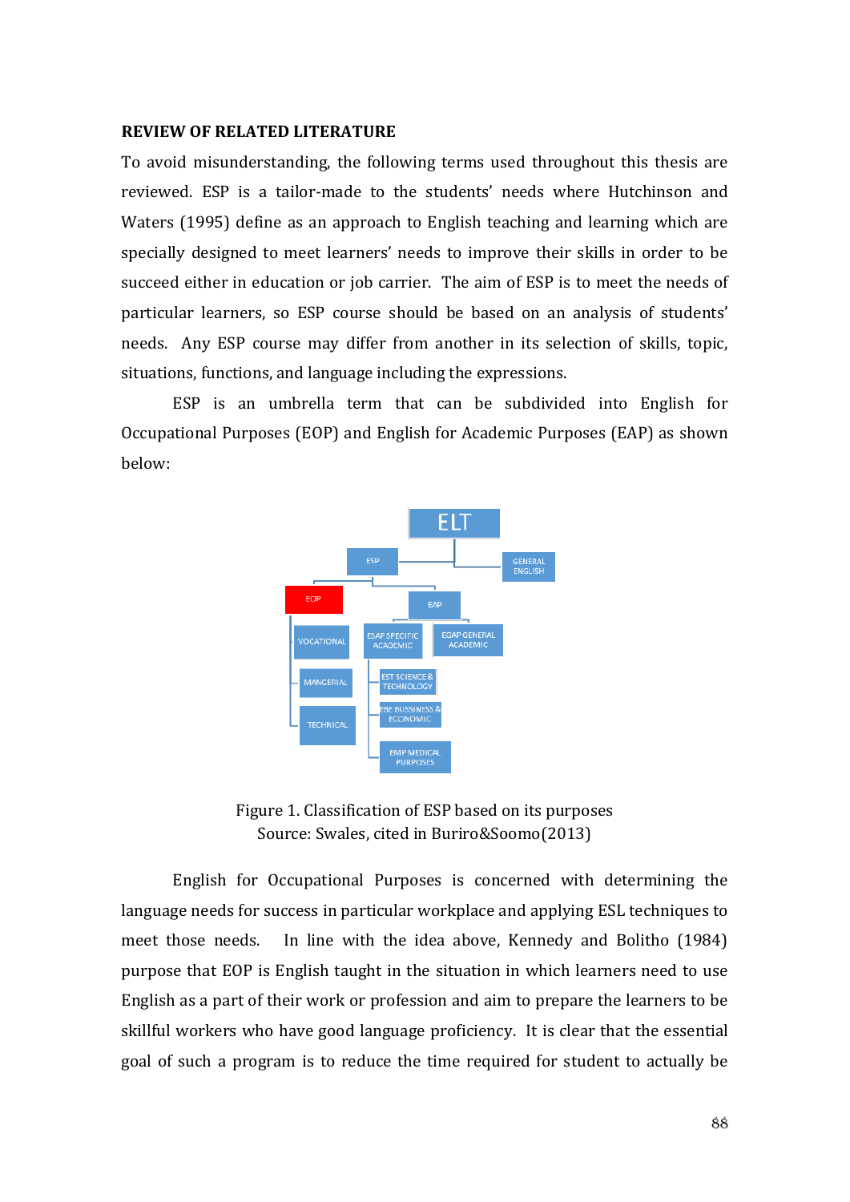**REVIEW OF RELATED LITERATURE**

To avoid misunderstanding, the following terms used throughout this thesis are reviewed. ESP is a tailor-made to the students' needs where Hutchinson and Waters (1995) define as an approach to English teaching and learning which are specially designed to meet learners' needs to improve their skills in order to be succeed either in education or job carrier. The aim of ESP is to meet the needs of particular learners, so ESP course should be based on an analysis of students' needs. Any ESP course may differ from another in its selection of skills, topic, situations, functions, and language including the expressions.

ESP is an umbrella term that can be subdivided into English for Occupational Purposes (EOP) and English for Academic Purposes (EAP) as shown below:

ELT
- ESP
  - EOP
    - VOCATIONAL
    - MANGERIAL
    - TECHNICAL
  - EAP
    - ESAP SPECIFIC ACADEMIC
      - EST SCIENCE & TECHNOLOGY
      - EBE BUSSINESS & ECONOMIC
      - EMP MEDICAL PURPOSES
    - EGAP GENERAL ACADEMIC
- GENERAL ENGLISH

Figure 1. Classification of ESP based on its purposes
Source: Swales, cited in Buriro&Soomo(2013)

English for Occupational Purposes is concerned with determining the language needs for success in particular workplace and applying ESL techniques to meet those needs. In line with the idea above, Kennedy and Bolitho (1984) purpose that EOP is English taught in the situation in which learners need to use English as a part of their work or profession and aim to prepare the learners to be skillful workers who have good language proficiency. It is clear that the essential goal of such a program is to reduce the time required for student to actually be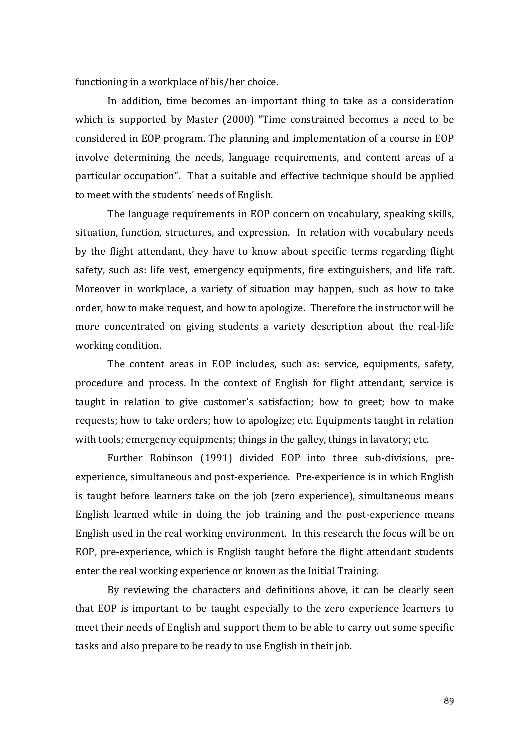functioning in a workplace of his/her choice.

In addition, time becomes an important thing to take as a consideration which is supported by Master (2000) "Time constrained becomes a need to be considered in EOP program. The planning and implementation of a course in EOP involve determining the needs, language requirements, and content areas of a particular occupation". That a suitable and effective technique should be applied to meet with the students' needs of English.

The language requirements in EOP concern on vocabulary, speaking skills, situation, function, structures, and expression. In relation with vocabulary needs by the flight attendant, they have to know about specific terms regarding flight safety, such as: life vest, emergency equipments, fire extinguishers, and life raft. Moreover in workplace, a variety of situation may happen, such as how to take order, how to make request, and how to apologize. Therefore the instructor will be more concentrated on giving students a variety description about the real-life working condition.

The content areas in EOP includes, such as: service, equipments, safety, procedure and process. In the context of English for flight attendant, service is taught in relation to give customer's satisfaction; how to greet; how to make requests; how to take orders; how to apologize; etc. Equipments taught in relation with tools; emergency equipments; things in the galley, things in lavatory; etc.

Further Robinson (1991) divided EOP into three sub-divisions, pre-experience, simultaneous and post-experience. Pre-experience is in which English is taught before learners take on the job (zero experience), simultaneous means English learned while in doing the job training and the post-experience means English used in the real working environment. In this research the focus will be on EOP, pre-experience, which is English taught before the flight attendant students enter the real working experience or known as the Initial Training.

By reviewing the characters and definitions above, it can be clearly seen that EOP is important to be taught especially to the zero experience learners to meet their needs of English and support them to be able to carry out some specific tasks and also prepare to be ready to use English in their job.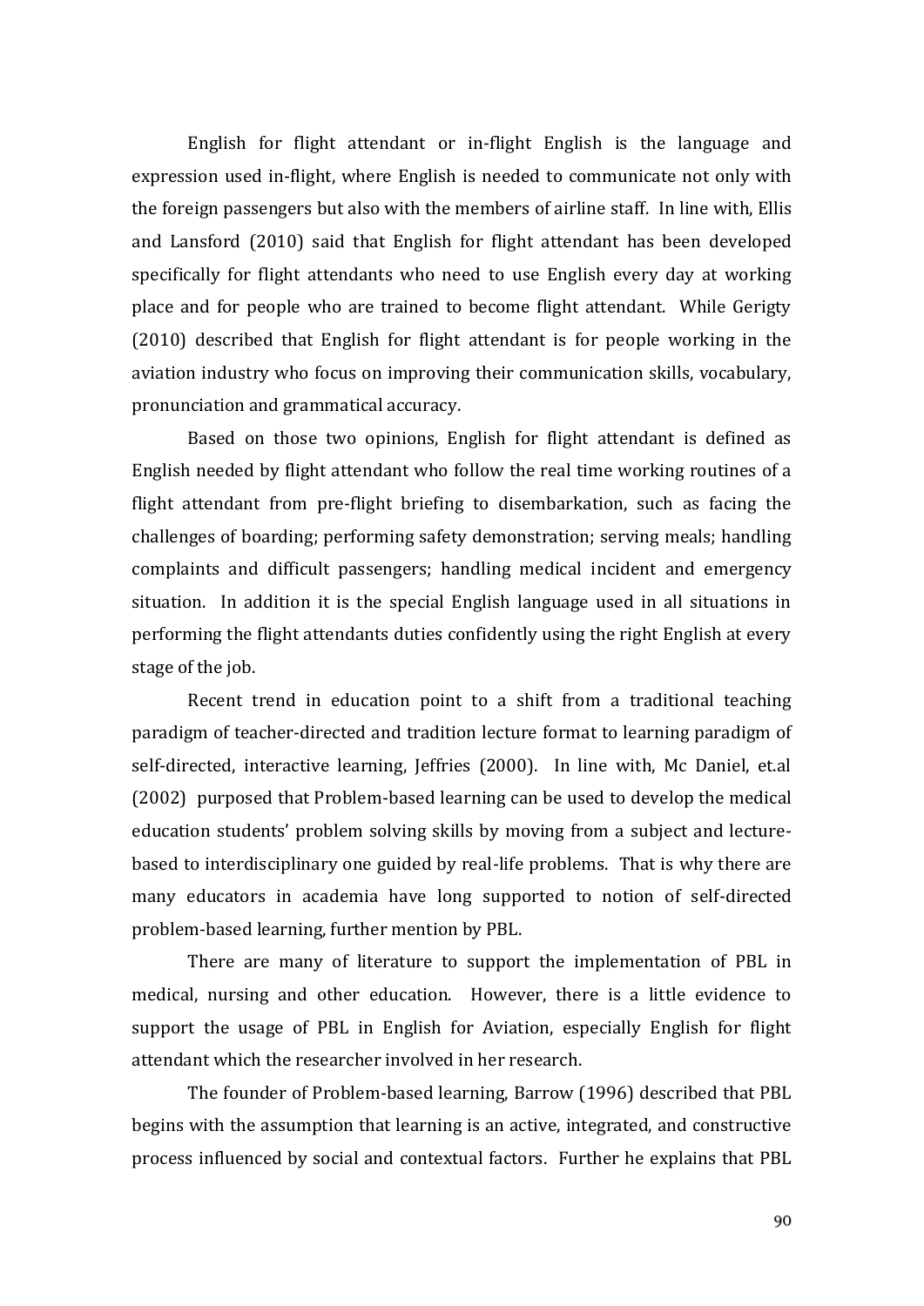English for flight attendant or in-flight English is the language and expression used in-flight, where English is needed to communicate not only with the foreign passengers but also with the members of airline staff. In line with, Ellis and Lansford (2010) said that English for flight attendant has been developed specifically for flight attendants who need to use English every day at working place and for people who are trained to become flight attendant. While Gerigty (2010) described that English for flight attendant is for people working in the aviation industry who focus on improving their communication skills, vocabulary, pronunciation and grammatical accuracy.

Based on those two opinions, English for flight attendant is defined as English needed by flight attendant who follow the real time working routines of a flight attendant from pre-flight briefing to disembarkation, such as facing the challenges of boarding; performing safety demonstration; serving meals; handling complaints and difficult passengers; handling medical incident and emergency situation. In addition it is the special English language used in all situations in performing the flight attendants duties confidently using the right English at every stage of the job.

Recent trend in education point to a shift from a traditional teaching paradigm of teacher-directed and tradition lecture format to learning paradigm of self-directed, interactive learning, Jeffries (2000). In line with, Mc Daniel, et.al (2002) purposed that Problem-based learning can be used to develop the medical education students' problem solving skills by moving from a subject and lecture-based to interdisciplinary one guided by real-life problems. That is why there are many educators in academia have long supported to notion of self-directed problem-based learning, further mention by PBL.

There are many of literature to support the implementation of PBL in medical, nursing and other education. However, there is a little evidence to support the usage of PBL in English for Aviation, especially English for flight attendant which the researcher involved in her research.

The founder of Problem-based learning, Barrow (1996) described that PBL begins with the assumption that learning is an active, integrated, and constructive process influenced by social and contextual factors. Further he explains that PBL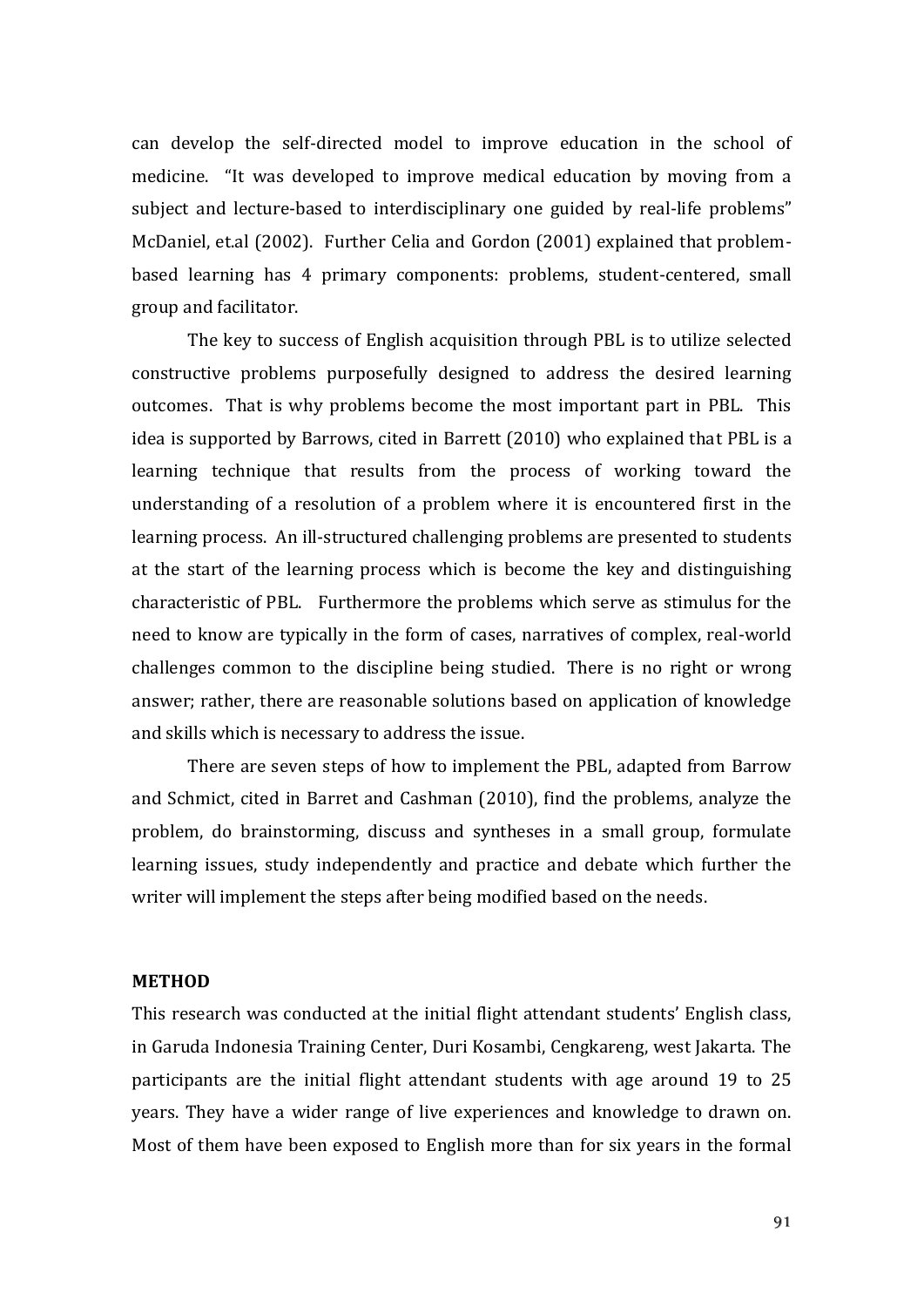can develop the self-directed model to improve education in the school of medicine. "It was developed to improve medical education by moving from a subject and lecture-based to interdisciplinary one guided by real-life problems" McDaniel, et.al (2002). Further Celia and Gordon (2001) explained that problem-based learning has 4 primary components: problems, student-centered, small group and facilitator.

The key to success of English acquisition through PBL is to utilize selected constructive problems purposefully designed to address the desired learning outcomes. That is why problems become the most important part in PBL. This idea is supported by Barrows, cited in Barrett (2010) who explained that PBL is a learning technique that results from the process of working toward the understanding of a resolution of a problem where it is encountered first in the learning process. An ill-structured challenging problems are presented to students at the start of the learning process which is become the key and distinguishing characteristic of PBL. Furthermore the problems which serve as stimulus for the need to know are typically in the form of cases, narratives of complex, real-world challenges common to the discipline being studied. There is no right or wrong answer; rather, there are reasonable solutions based on application of knowledge and skills which is necessary to address the issue.

There are seven steps of how to implement the PBL, adapted from Barrow and Schmict, cited in Barret and Cashman (2010), find the problems, analyze the problem, do brainstorming, discuss and syntheses in a small group, formulate learning issues, study independently and practice and debate which further the writer will implement the steps after being modified based on the needs.

**METHOD**

This research was conducted at the initial flight attendant students' English class, in Garuda Indonesia Training Center, Duri Kosambi, Cengkareng, west Jakarta. The participants are the initial flight attendant students with age around 19 to 25 years. They have a wider range of live experiences and knowledge to drawn on. Most of them have been exposed to English more than for six years in the formal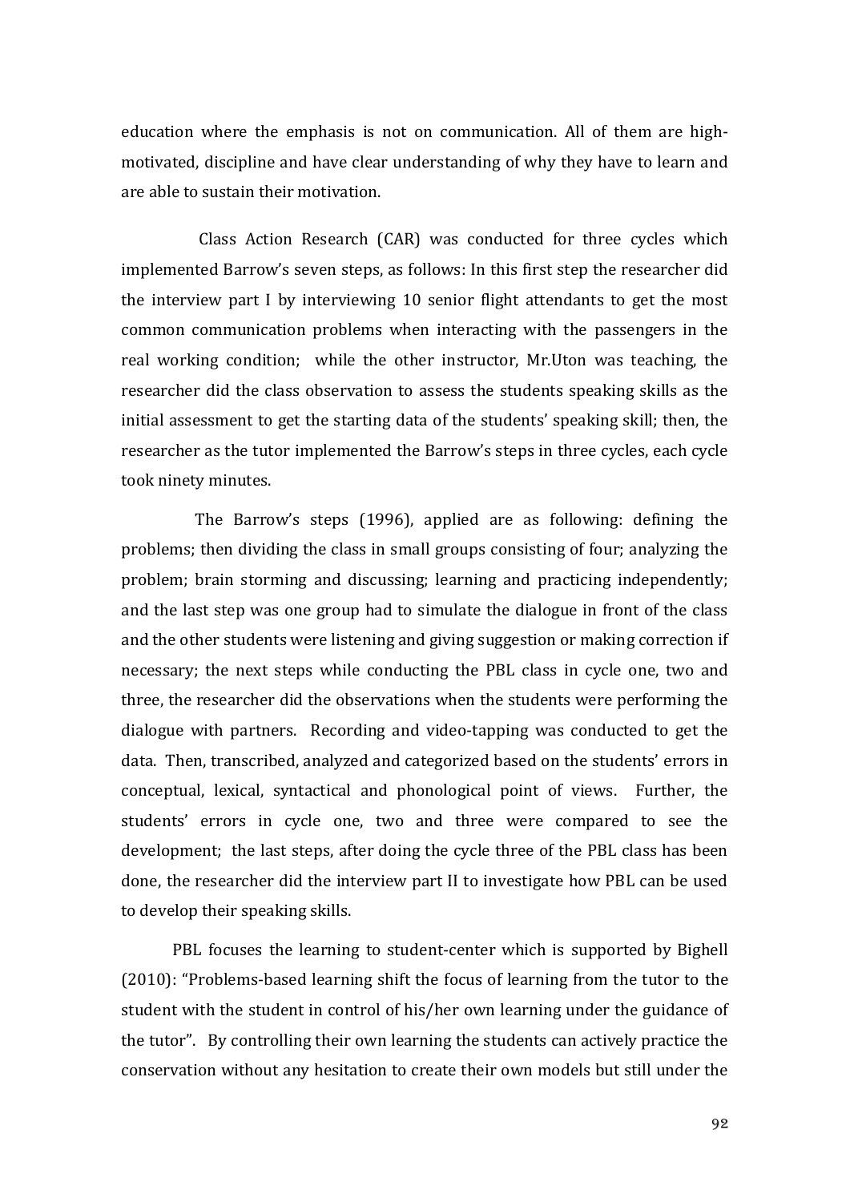education where the emphasis is not on communication. All of them are high-motivated, discipline and have clear understanding of why they have to learn and are able to sustain their motivation.

Class Action Research (CAR) was conducted for three cycles which implemented Barrow's seven steps, as follows: In this first step the researcher did the interview part I by interviewing 10 senior flight attendants to get the most common communication problems when interacting with the passengers in the real working condition; while the other instructor, Mr.Uton was teaching, the researcher did the class observation to assess the students speaking skills as the initial assessment to get the starting data of the students' speaking skill; then, the researcher as the tutor implemented the Barrow's steps in three cycles, each cycle took ninety minutes.

The Barrow's steps (1996), applied are as following: defining the problems; then dividing the class in small groups consisting of four; analyzing the problem; brain storming and discussing; learning and practicing independently; and the last step was one group had to simulate the dialogue in front of the class and the other students were listening and giving suggestion or making correction if necessary; the next steps while conducting the PBL class in cycle one, two and three, the researcher did the observations when the students were performing the dialogue with partners. Recording and video-tapping was conducted to get the data. Then, transcribed, analyzed and categorized based on the students' errors in conceptual, lexical, syntactical and phonological point of views. Further, the students' errors in cycle one, two and three were compared to see the development; the last steps, after doing the cycle three of the PBL class has been done, the researcher did the interview part II to investigate how PBL can be used to develop their speaking skills.

PBL focuses the learning to student-center which is supported by Bighell (2010): "Problems-based learning shift the focus of learning from the tutor to the student with the student in control of his/her own learning under the guidance of the tutor". By controlling their own learning the students can actively practice the conservation without any hesitation to create their own models but still under the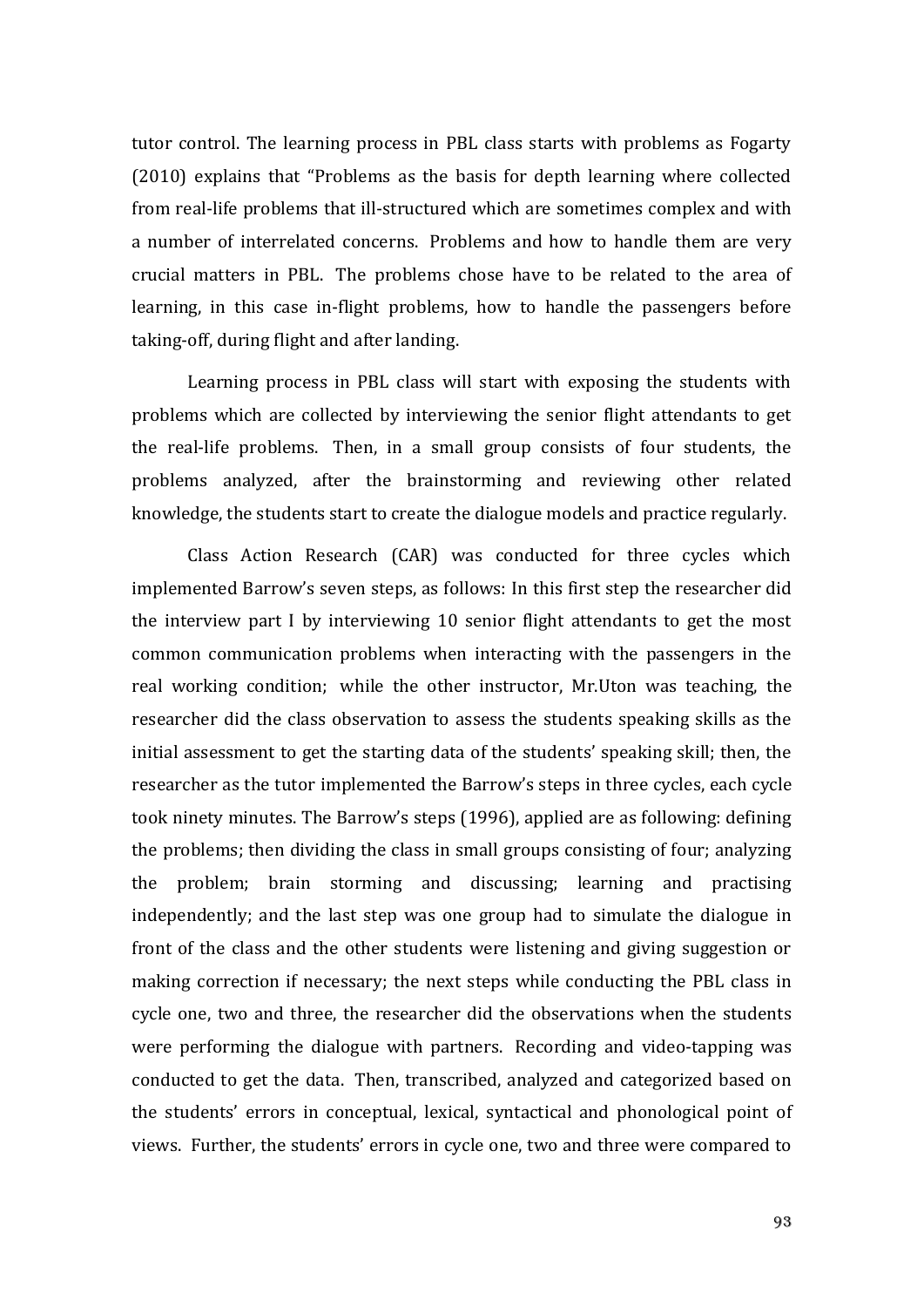tutor control. The learning process in PBL class starts with problems as Fogarty (2010) explains that "Problems as the basis for depth learning where collected from real-life problems that ill-structured which are sometimes complex and with a number of interrelated concerns. Problems and how to handle them are very crucial matters in PBL. The problems chose have to be related to the area of learning, in this case in-flight problems, how to handle the passengers before taking-off, during flight and after landing.

Learning process in PBL class will start with exposing the students with problems which are collected by interviewing the senior flight attendants to get the real-life problems. Then, in a small group consists of four students, the problems analyzed, after the brainstorming and reviewing other related knowledge, the students start to create the dialogue models and practice regularly.

Class Action Research (CAR) was conducted for three cycles which implemented Barrow's seven steps, as follows: In this first step the researcher did the interview part I by interviewing 10 senior flight attendants to get the most common communication problems when interacting with the passengers in the real working condition; while the other instructor, Mr.Uton was teaching, the researcher did the class observation to assess the students speaking skills as the initial assessment to get the starting data of the students' speaking skill; then, the researcher as the tutor implemented the Barrow's steps in three cycles, each cycle took ninety minutes. The Barrow's steps (1996), applied are as following: defining the problems; then dividing the class in small groups consisting of four; analyzing the problem; brain storming and discussing; learning and practising independently; and the last step was one group had to simulate the dialogue in front of the class and the other students were listening and giving suggestion or making correction if necessary; the next steps while conducting the PBL class in cycle one, two and three, the researcher did the observations when the students were performing the dialogue with partners. Recording and video-tapping was conducted to get the data. Then, transcribed, analyzed and categorized based on the students' errors in conceptual, lexical, syntactical and phonological point of views. Further, the students' errors in cycle one, two and three were compared to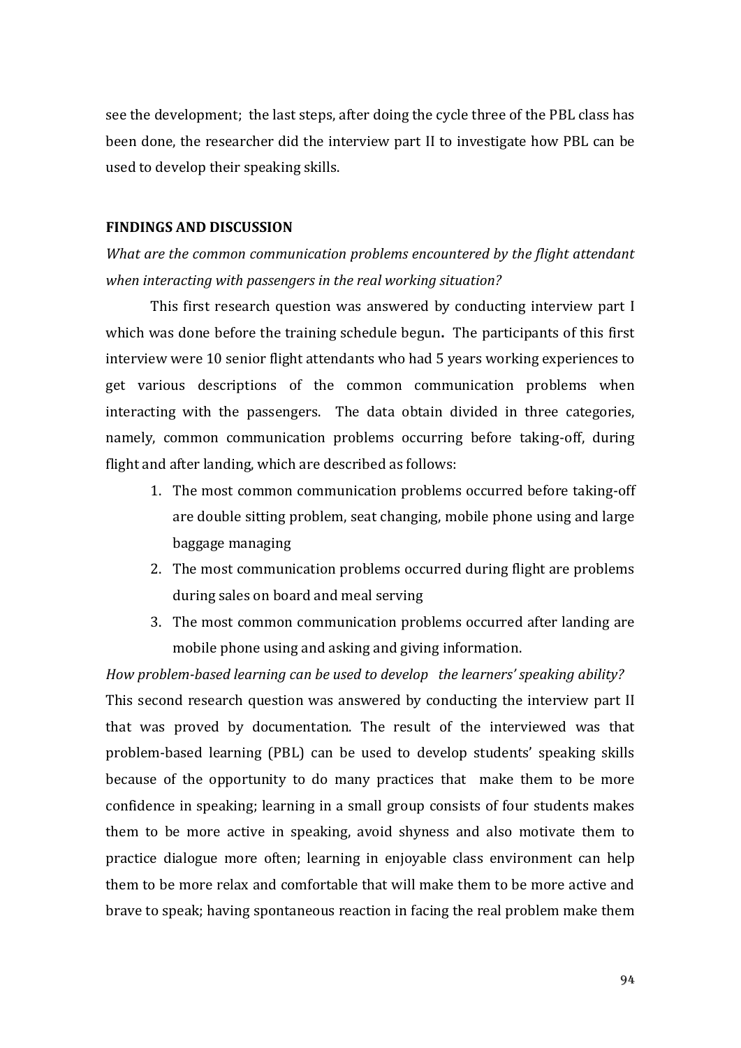see the development; the last steps, after doing the cycle three of the PBL class has been done, the researcher did the interview part II to investigate how PBL can be used to develop their speaking skills.

## FINDINGS AND DISCUSSION

*What are the common communication problems encountered by the flight attendant when interacting with passengers in the real working situation?*

This first research question was answered by conducting interview part I which was done before the training schedule begun**.** The participants of this first interview were 10 senior flight attendants who had 5 years working experiences to get various descriptions of the common communication problems when interacting with the passengers. The data obtain divided in three categories, namely, common communication problems occurring before taking-off, during flight and after landing, which are described as follows:

1. The most common communication problems occurred before taking-off are double sitting problem, seat changing, mobile phone using and large baggage managing
2. The most communication problems occurred during flight are problems during sales on board and meal serving
3. The most common communication problems occurred after landing are mobile phone using and asking and giving information.

*How problem-based learning can be used to develop the learners' speaking ability?*

This second research question was answered by conducting the interview part II that was proved by documentation. The result of the interviewed was that problem-based learning (PBL) can be used to develop students' speaking skills because of the opportunity to do many practices that make them to be more confidence in speaking; learning in a small group consists of four students makes them to be more active in speaking, avoid shyness and also motivate them to practice dialogue more often; learning in enjoyable class environment can help them to be more relax and comfortable that will make them to be more active and brave to speak; having spontaneous reaction in facing the real problem make them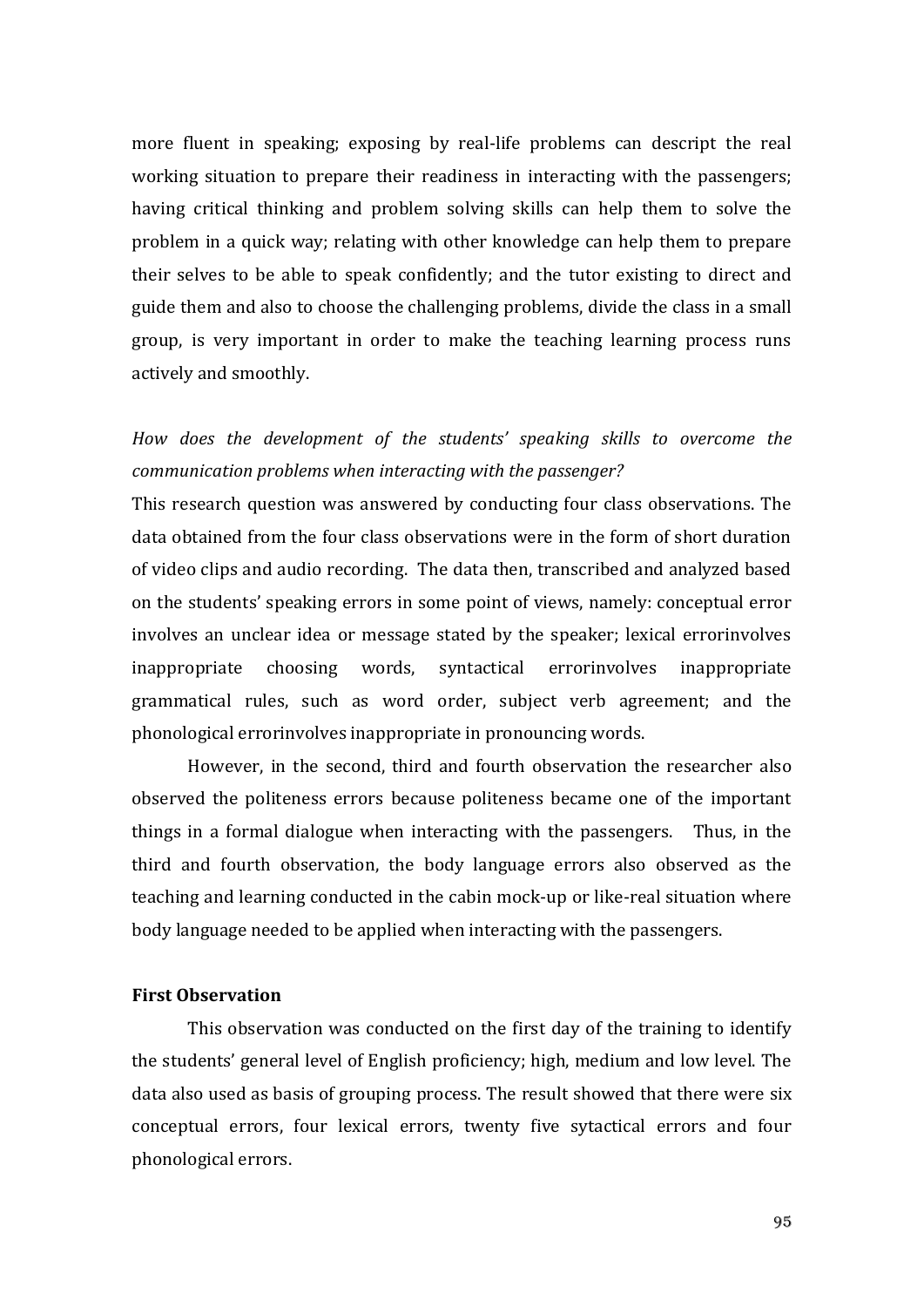more fluent in speaking; exposing by real-life problems can descript the real working situation to prepare their readiness in interacting with the passengers; having critical thinking and problem solving skills can help them to solve the problem in a quick way; relating with other knowledge can help them to prepare their selves to be able to speak confidently; and the tutor existing to direct and guide them and also to choose the challenging problems, divide the class in a small group, is very important in order to make the teaching learning process runs actively and smoothly.

*How does the development of the students' speaking skills to overcome the communication problems when interacting with the passenger?*

This research question was answered by conducting four class observations. The data obtained from the four class observations were in the form of short duration of video clips and audio recording. The data then, transcribed and analyzed based on the students' speaking errors in some point of views, namely: conceptual error involves an unclear idea or message stated by the speaker; lexical errorinvolves inappropriate choosing words, syntactical errorinvolves inappropriate grammatical rules, such as word order, subject verb agreement; and the phonological errorinvolves inappropriate in pronouncing words.

However, in the second, third and fourth observation the researcher also observed the politeness errors because politeness became one of the important things in a formal dialogue when interacting with the passengers. Thus, in the third and fourth observation, the body language errors also observed as the teaching and learning conducted in the cabin mock-up or like-real situation where body language needed to be applied when interacting with the passengers.

**First Observation**

This observation was conducted on the first day of the training to identify the students' general level of English proficiency; high, medium and low level. The data also used as basis of grouping process. The result showed that there were six conceptual errors, four lexical errors, twenty five sytactical errors and four phonological errors.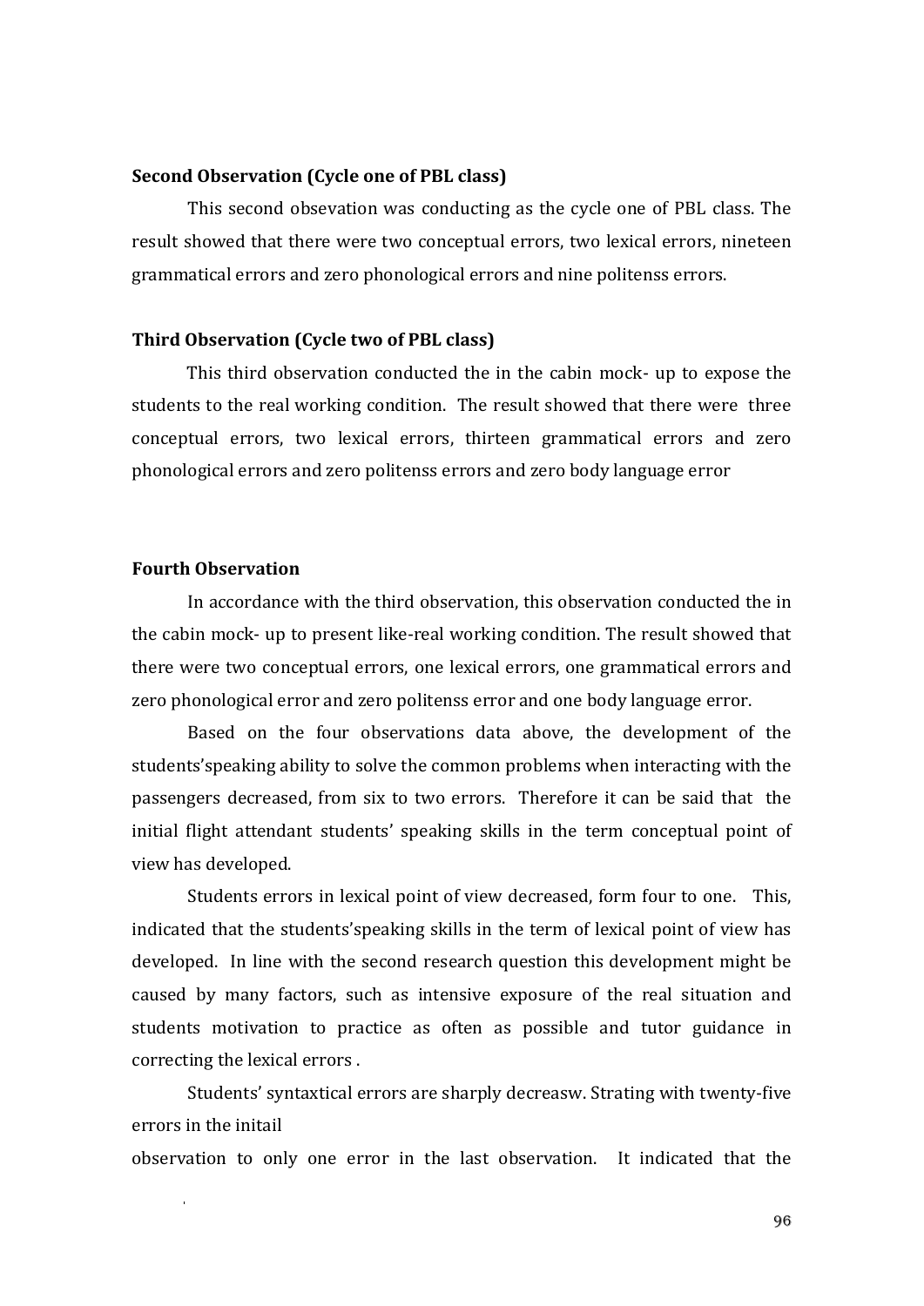**Second Observation (Cycle one of PBL class)**

This second obsevation was conducting as the cycle one of PBL class. The result showed that there were two conceptual errors, two lexical errors, nineteen grammatical errors and zero phonological errors and nine politenss errors.

**Third Observation (Cycle two of PBL class)**

This third observation conducted the in the cabin mock- up to expose the students to the real working condition. The result showed that there were three conceptual errors, two lexical errors, thirteen grammatical errors and zero phonological errors and zero politenss errors and zero body language error

**Fourth Observation**

In accordance with the third observation, this observation conducted the in the cabin mock- up to present like-real working condition. The result showed that there were two conceptual errors, one lexical errors, one grammatical errors and zero phonological error and zero politenss error and one body language error.

Based on the four observations data above, the development of the students'speaking ability to solve the common problems when interacting with the passengers decreased, from six to two errors. Therefore it can be said that the initial flight attendant students' speaking skills in the term conceptual point of view has developed.

Students errors in lexical point of view decreased, form four to one. This, indicated that the students'speaking skills in the term of lexical point of view has developed. In line with the second research question this development might be caused by many factors, such as intensive exposure of the real situation and students motivation to practice as often as possible and tutor guidance in correcting the lexical errors .

Students' syntaxtical errors are sharply decreasw. Strating with twenty-five errors in the initail

observation to only one error in the last observation. It indicated that the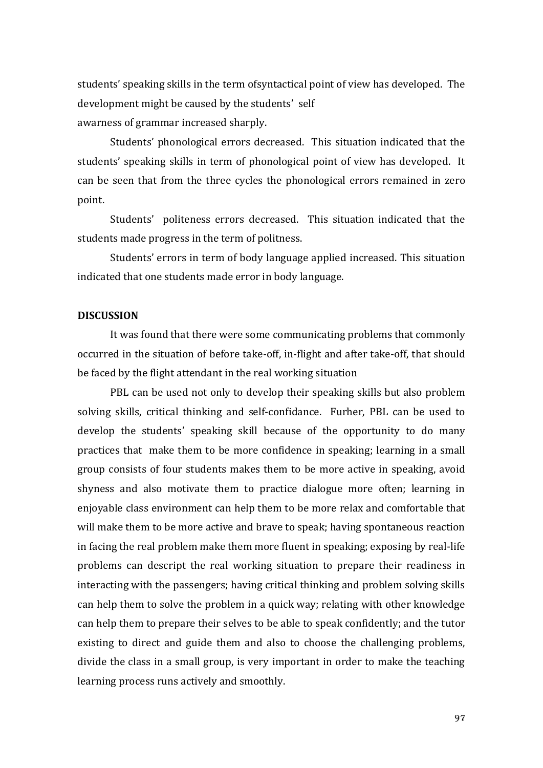students' speaking skills in the term ofsyntactical point of view has developed. The development might be caused by the students' self awarness of grammar increased sharply.

Students' phonological errors decreased. This situation indicated that the students' speaking skills in term of phonological point of view has developed. It can be seen that from the three cycles the phonological errors remained in zero point.

Students' politeness errors decreased. This situation indicated that the students made progress in the term of politness.

Students' errors in term of body language applied increased. This situation indicated that one students made error in body language.

**DISCUSSION**

It was found that there were some communicating problems that commonly occurred in the situation of before take-off, in-flight and after take-off, that should be faced by the flight attendant in the real working situation

PBL can be used not only to develop their speaking skills but also problem solving skills, critical thinking and self-confidance. Furher, PBL can be used to develop the students' speaking skill because of the opportunity to do many practices that make them to be more confidence in speaking; learning in a small group consists of four students makes them to be more active in speaking, avoid shyness and also motivate them to practice dialogue more often; learning in enjoyable class environment can help them to be more relax and comfortable that will make them to be more active and brave to speak; having spontaneous reaction in facing the real problem make them more fluent in speaking; exposing by real-life problems can descript the real working situation to prepare their readiness in interacting with the passengers; having critical thinking and problem solving skills can help them to solve the problem in a quick way; relating with other knowledge can help them to prepare their selves to be able to speak confidently; and the tutor existing to direct and guide them and also to choose the challenging problems, divide the class in a small group, is very important in order to make the teaching learning process runs actively and smoothly.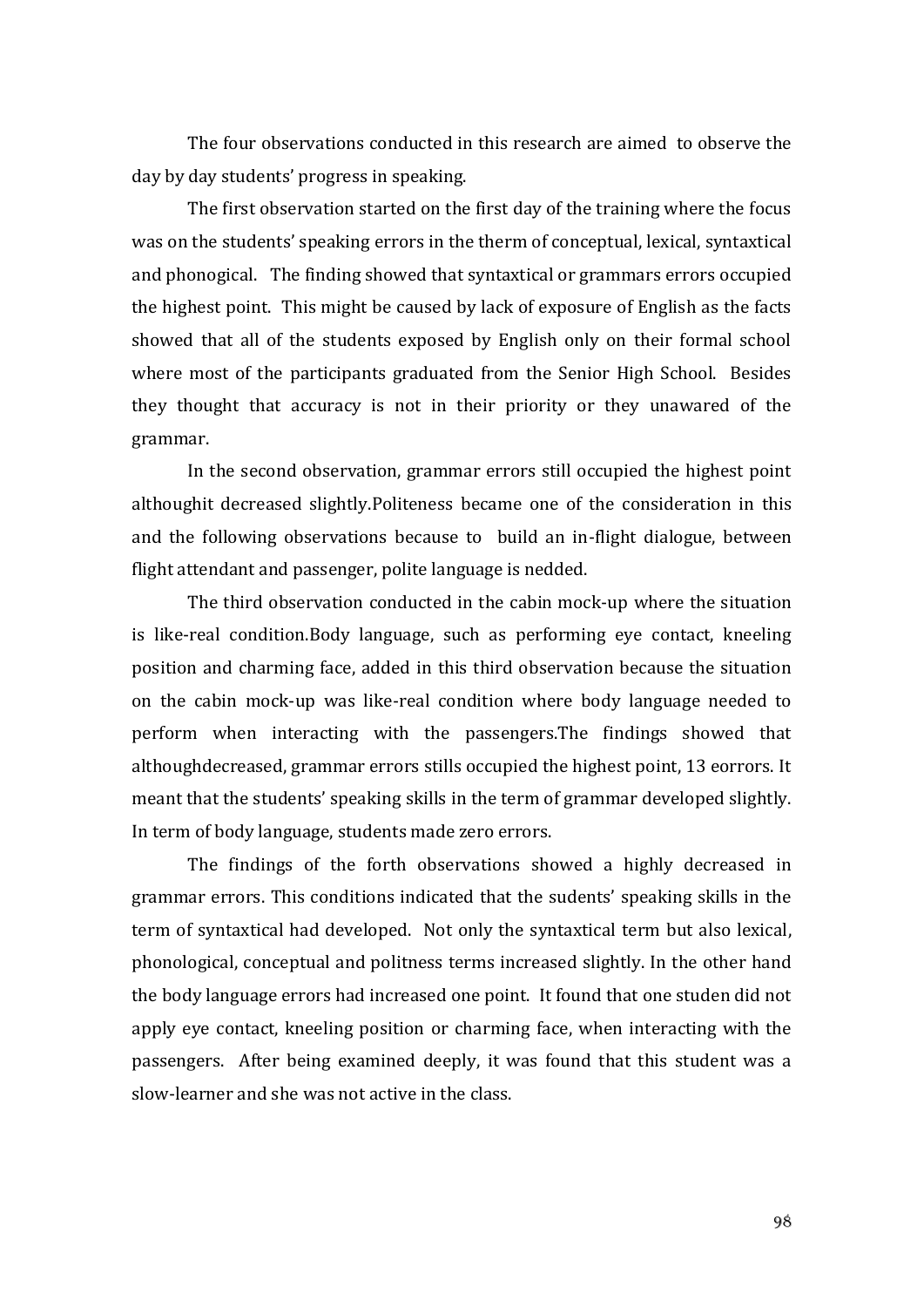The four observations conducted in this research are aimed to observe the day by day students' progress in speaking.

The first observation started on the first day of the training where the focus was on the students' speaking errors in the therm of conceptual, lexical, syntaxtical and phonogical. The finding showed that syntaxtical or grammars errors occupied the highest point. This might be caused by lack of exposure of English as the facts showed that all of the students exposed by English only on their formal school where most of the participants graduated from the Senior High School. Besides they thought that accuracy is not in their priority or they unawared of the grammar.

In the second observation, grammar errors still occupied the highest point althoughit decreased slightly.Politeness became one of the consideration in this and the following observations because to build an in-flight dialogue, between flight attendant and passenger, polite language is nedded.

The third observation conducted in the cabin mock-up where the situation is like-real condition.Body language, such as performing eye contact, kneeling position and charming face, added in this third observation because the situation on the cabin mock-up was like-real condition where body language needed to perform when interacting with the passengers.The findings showed that althoughdecreased, grammar errors stills occupied the highest point, 13 eorrors. It meant that the students' speaking skills in the term of grammar developed slightly. In term of body language, students made zero errors.

The findings of the forth observations showed a highly decreased in grammar errors. This conditions indicated that the sudents' speaking skills in the term of syntaxtical had developed. Not only the syntaxtical term but also lexical, phonological, conceptual and politness terms increased slightly. In the other hand the body language errors had increased one point. It found that one studen did not apply eye contact, kneeling position or charming face, when interacting with the passengers. After being examined deeply, it was found that this student was a slow-learner and she was not active in the class.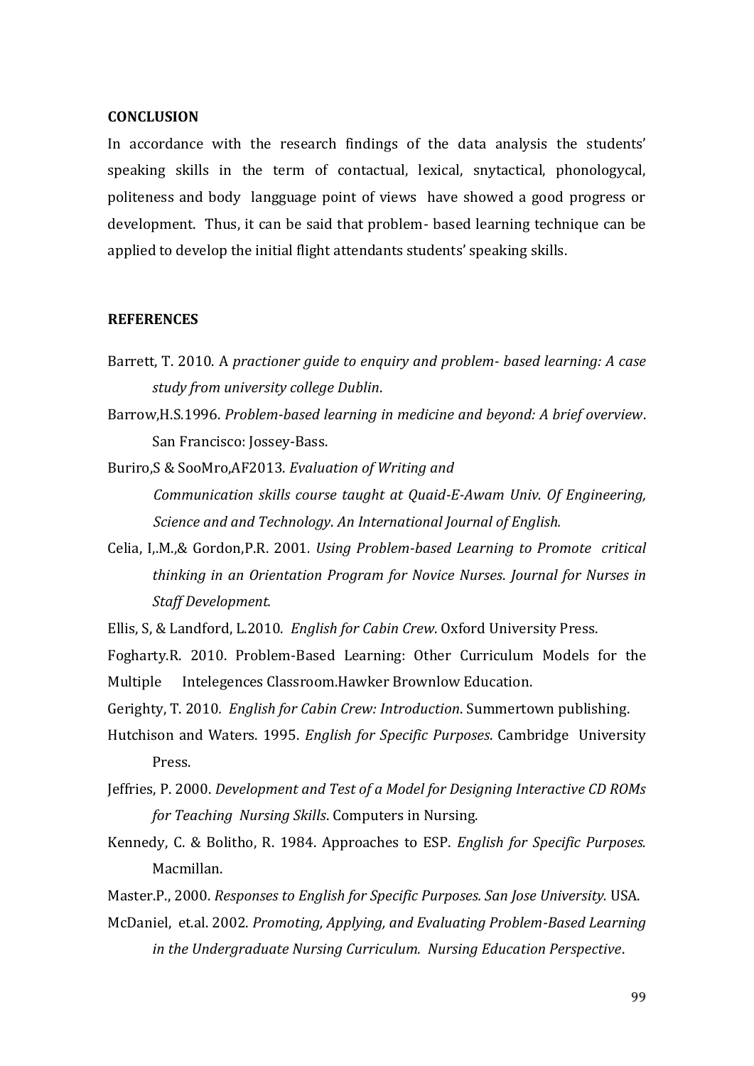**CONCLUSION**

In accordance with the research findings of the data analysis the students' speaking skills in the term of contactual, lexical, snytactical, phonologycal, politeness and body langguage point of views have showed a good progress or development. Thus, it can be said that problem- based learning technique can be applied to develop the initial flight attendants students' speaking skills.

**REFERENCES**

Barrett, T. 2010. A *practioner guide to enquiry and problem- based learning: A case study from university college Dublin*.

Barrow,H.S.1996. *Problem-based learning in medicine and beyond: A brief overview*. San Francisco: Jossey-Bass.

Buriro,S & SooMro,AF2013. *Evaluation of Writing and Communication skills course taught at Quaid-E-Awam Univ. Of Engineering, Science and and Technology*. *An International Journal of English.*

Celia, I,.M.,& Gordon,P.R. 2001. *Using Problem-based Learning to Promote critical thinking in an Orientation Program for Novice Nurses*. *Journal for Nurses in Staff Development.*

Ellis, S, & Landford, L.2010. *English for Cabin Crew*. Oxford University Press.

Fogharty.R. 2010. Problem-Based Learning: Other Curriculum Models for the Multiple Intelegences Classroom.Hawker Brownlow Education.

Gerighty, T. 2010. *English for Cabin Crew: Introduction*. Summertown publishing.

Hutchison and Waters. 1995. *English for Specific Purposes*. Cambridge University Press.

Jeffries, P. 2000. *Development and Test of a Model for Designing Interactive CD ROMs for Teaching Nursing Skills*. Computers in Nursing.

Kennedy, C. & Bolitho, R. 1984. Approaches to ESP. *English for Specific Purposes.* Macmillan.

Master.P., 2000. *Responses to English for Specific Purposes. San Jose University.* USA.

McDaniel, et.al. 2002. *Promoting, Applying, and Evaluating Problem-Based Learning in the Undergraduate Nursing Curriculum. Nursing Education Perspective*.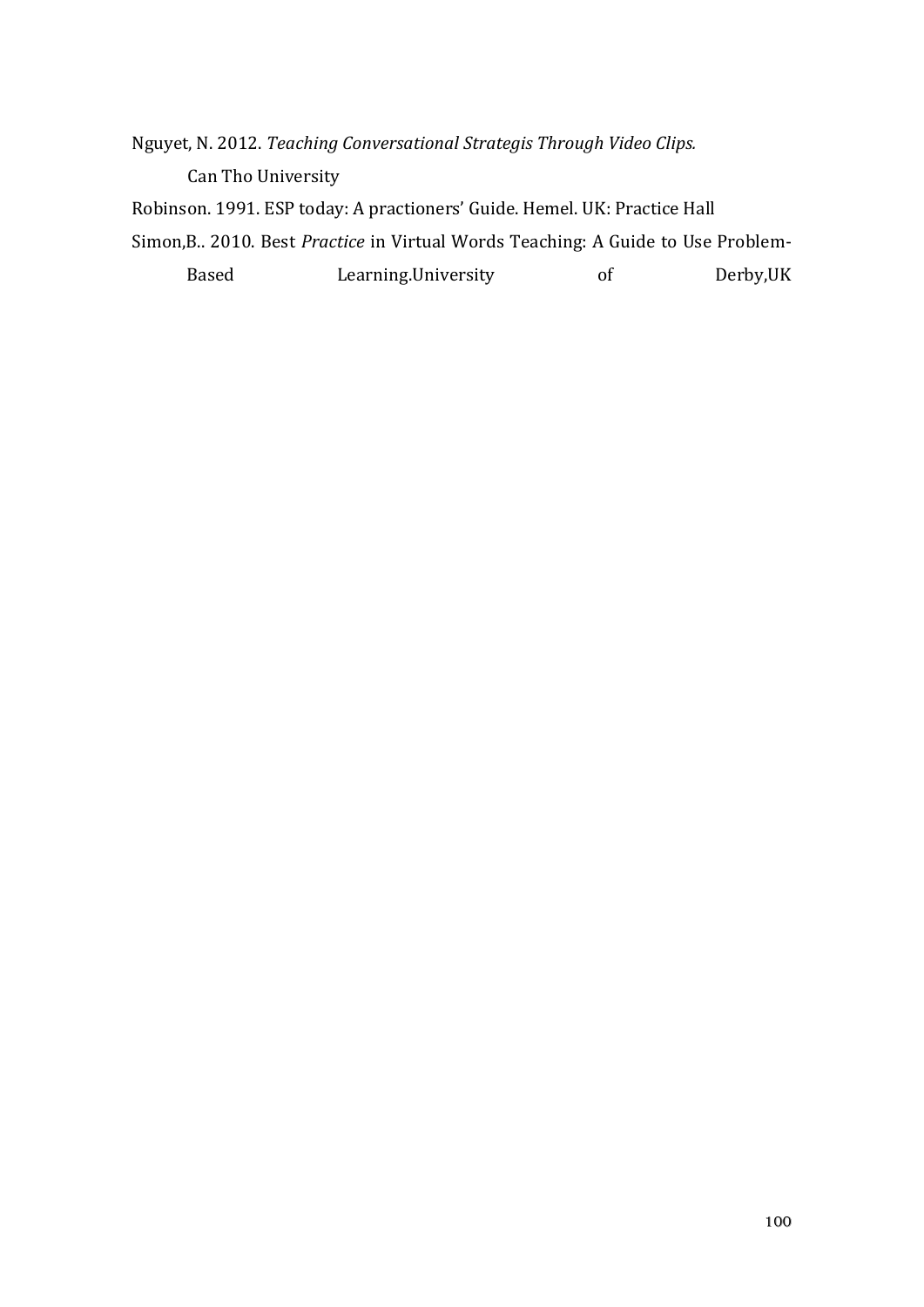Nguyet, N. 2012. *Teaching Conversational Strategis Through Video Clips.* Can Tho University

Robinson. 1991. ESP today: A practioners' Guide. Hemel. UK: Practice Hall

Simon,B.. 2010. Best *Practice* in Virtual Words Teaching: A Guide to Use Problem-Based Learning.University of Derby,UK